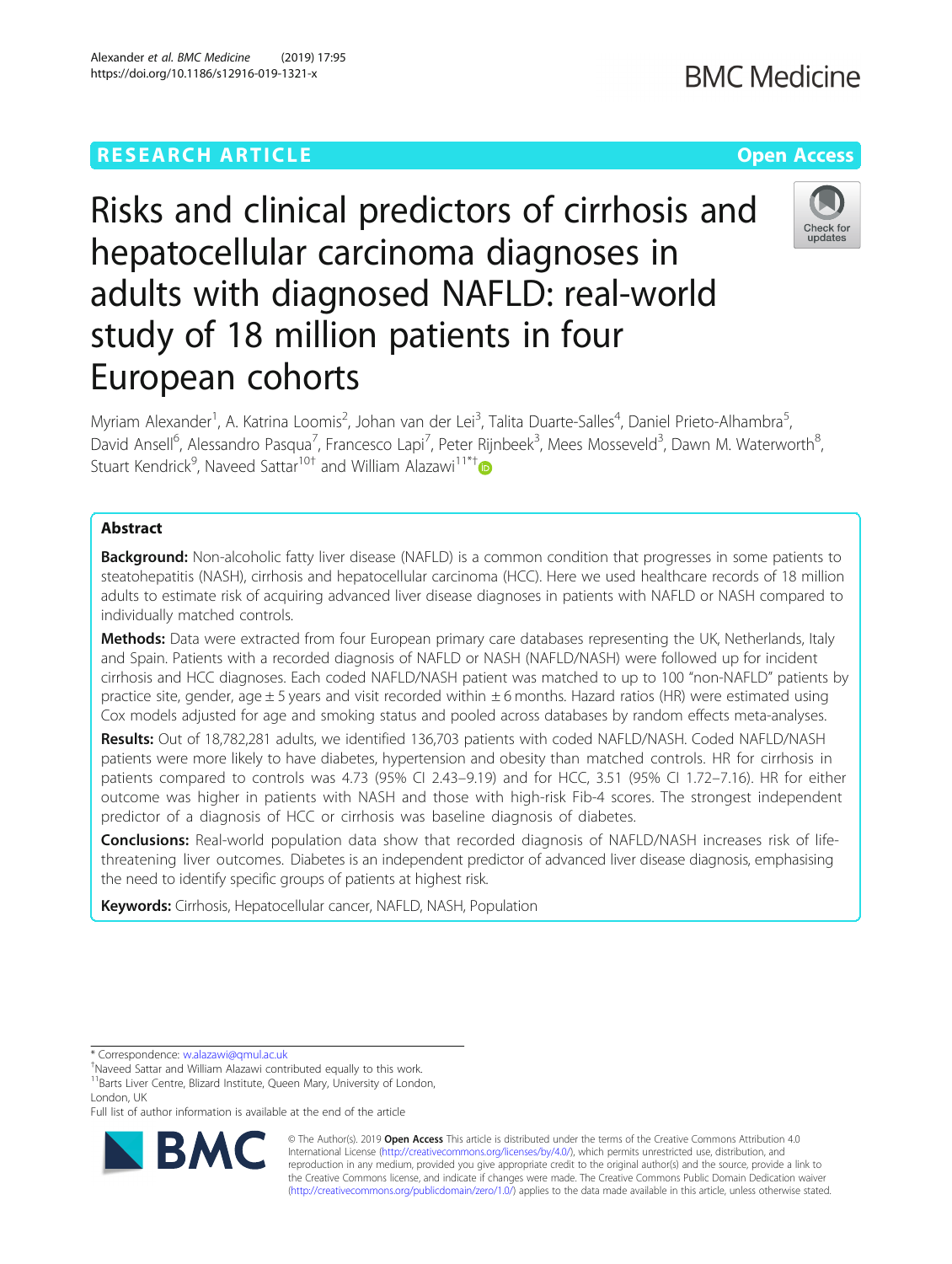RESEARCH ARTICLE

Open Access

# Risks and clinical predictors of cirrhosis and hepatocellular carcinoma diagnoses in adults with diagnosed NAFLD: real-world study of 18 million patients in four European cohorts

Myriam Alexander[1], A. Katrina Loomis[2], Johan van der Lei[3], Talita Duarte-Salles[4], Daniel Prieto-Alhambra[5], David Ansell[6], Alessandro Pasqua[7], Francesco Lapi[7], Peter Rijnbeek[3], Mees Mosseveld[3], Dawn M. Waterworth[8], Stuart Kendrick[9], Naveed Sattar[10†] and William Alazawi[11*†]

## Abstract

**Background:** Non-alcoholic fatty liver disease (NAFLD) is a common condition that progresses in some patients to steatohepatitis (NASH), cirrhosis and hepatocellular carcinoma (HCC). Here we used healthcare records of 18 million adults to estimate risk of acquiring advanced liver disease diagnoses in patients with NAFLD or NASH compared to individually matched controls.

**Methods:** Data were extracted from four European primary care databases representing the UK, Netherlands, Italy and Spain. Patients with a recorded diagnosis of NAFLD or NASH (NAFLD/NASH) were followed up for incident cirrhosis and HCC diagnoses. Each coded NAFLD/NASH patient was matched to up to 100 "non-NAFLD" patients by practice site, gender, age ± 5 years and visit recorded within ± 6 months. Hazard ratios (HR) were estimated using Cox models adjusted for age and smoking status and pooled across databases by random effects meta-analyses.

**Results:** Out of 18,782,281 adults, we identified 136,703 patients with coded NAFLD/NASH. Coded NAFLD/NASH patients were more likely to have diabetes, hypertension and obesity than matched controls. HR for cirrhosis in patients compared to controls was 4.73 (95% CI 2.43–9.19) and for HCC, 3.51 (95% CI 1.72–7.16). HR for either outcome was higher in patients with NASH and those with high-risk Fib-4 scores. The strongest independent predictor of a diagnosis of HCC or cirrhosis was baseline diagnosis of diabetes.

**Conclusions:** Real-world population data show that recorded diagnosis of NAFLD/NASH increases risk of life-threatening liver outcomes. Diabetes is an independent predictor of advanced liver disease diagnosis, emphasising the need to identify specific groups of patients at highest risk.

**Keywords:** Cirrhosis, Hepatocellular cancer, NAFLD, NASH, Population

---

\* Correspondence: w.alazawi@qmul.ac.uk

†Naveed Sattar and William Alazawi contributed equally to this work.

[11]Barts Liver Centre, Blizard Institute, Queen Mary, University of London, London, UK

Full list of author information is available at the end of the article

© The Author(s). 2019 **Open Access** This article is distributed under the terms of the Creative Commons Attribution 4.0 International License (http://creativecommons.org/licenses/by/4.0/), which permits unrestricted use, distribution, and reproduction in any medium, provided you give appropriate credit to the original author(s) and the source, provide a link to the Creative Commons license, and indicate if changes were made. The Creative Commons Public Domain Dedication waiver (http://creativecommons.org/publicdomain/zero/1.0/) applies to the data made available in this article, unless otherwise stated.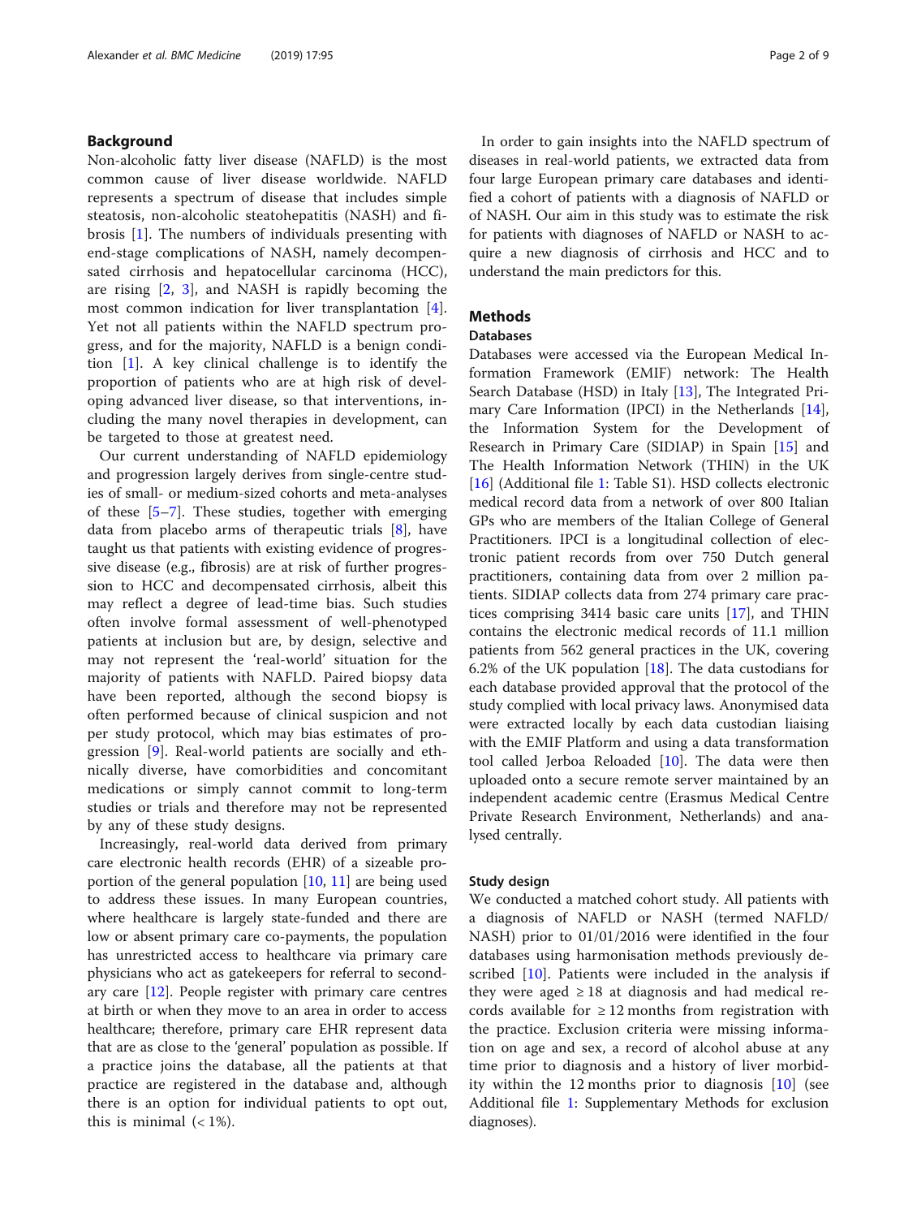## Background

Non-alcoholic fatty liver disease (NAFLD) is the most common cause of liver disease worldwide. NAFLD represents a spectrum of disease that includes simple steatosis, non-alcoholic steatohepatitis (NASH) and fibrosis [1]. The numbers of individuals presenting with end-stage complications of NASH, namely decompensated cirrhosis and hepatocellular carcinoma (HCC), are rising [2, 3], and NASH is rapidly becoming the most common indication for liver transplantation [4]. Yet not all patients within the NAFLD spectrum progress, and for the majority, NAFLD is a benign condition [1]. A key clinical challenge is to identify the proportion of patients who are at high risk of developing advanced liver disease, so that interventions, including the many novel therapies in development, can be targeted to those at greatest need.

Our current understanding of NAFLD epidemiology and progression largely derives from single-centre studies of small- or medium-sized cohorts and meta-analyses of these [5–7]. These studies, together with emerging data from placebo arms of therapeutic trials [8], have taught us that patients with existing evidence of progressive disease (e.g., fibrosis) are at risk of further progression to HCC and decompensated cirrhosis, albeit this may reflect a degree of lead-time bias. Such studies often involve formal assessment of well-phenotyped patients at inclusion but are, by design, selective and may not represent the 'real-world' situation for the majority of patients with NAFLD. Paired biopsy data have been reported, although the second biopsy is often performed because of clinical suspicion and not per study protocol, which may bias estimates of progression [9]. Real-world patients are socially and ethnically diverse, have comorbidities and concomitant medications or simply cannot commit to long-term studies or trials and therefore may not be represented by any of these study designs.

Increasingly, real-world data derived from primary care electronic health records (EHR) of a sizeable proportion of the general population [10, 11] are being used to address these issues. In many European countries, where healthcare is largely state-funded and there are low or absent primary care co-payments, the population has unrestricted access to healthcare via primary care physicians who act as gatekeepers for referral to secondary care [12]. People register with primary care centres at birth or when they move to an area in order to access healthcare; therefore, primary care EHR represent data that are as close to the 'general' population as possible. If a practice joins the database, all the patients at that practice are registered in the database and, although there is an option for individual patients to opt out, this is minimal (< 1%).

In order to gain insights into the NAFLD spectrum of diseases in real-world patients, we extracted data from four large European primary care databases and identified a cohort of patients with a diagnosis of NAFLD or of NASH. Our aim in this study was to estimate the risk for patients with diagnoses of NAFLD or NASH to acquire a new diagnosis of cirrhosis and HCC and to understand the main predictors for this.

## Methods

### Databases

Databases were accessed via the European Medical Information Framework (EMIF) network: The Health Search Database (HSD) in Italy [13], The Integrated Primary Care Information (IPCI) in the Netherlands [14], the Information System for the Development of Research in Primary Care (SIDIAP) in Spain [15] and The Health Information Network (THIN) in the UK [16] (Additional file 1: Table S1). HSD collects electronic medical record data from a network of over 800 Italian GPs who are members of the Italian College of General Practitioners. IPCI is a longitudinal collection of electronic patient records from over 750 Dutch general practitioners, containing data from over 2 million patients. SIDIAP collects data from 274 primary care practices comprising 3414 basic care units [17], and THIN contains the electronic medical records of 11.1 million patients from 562 general practices in the UK, covering 6.2% of the UK population [18]. The data custodians for each database provided approval that the protocol of the study complied with local privacy laws. Anonymised data were extracted locally by each data custodian liaising with the EMIF Platform and using a data transformation tool called Jerboa Reloaded [10]. The data were then uploaded onto a secure remote server maintained by an independent academic centre (Erasmus Medical Centre Private Research Environment, Netherlands) and analysed centrally.

### Study design

We conducted a matched cohort study. All patients with a diagnosis of NAFLD or NASH (termed NAFLD/NASH) prior to 01/01/2016 were identified in the four databases using harmonisation methods previously described [10]. Patients were included in the analysis if they were aged ≥ 18 at diagnosis and had medical records available for ≥ 12 months from registration with the practice. Exclusion criteria were missing information on age and sex, a record of alcohol abuse at any time prior to diagnosis and a history of liver morbidity within the 12 months prior to diagnosis [10] (see Additional file 1: Supplementary Methods for exclusion diagnoses).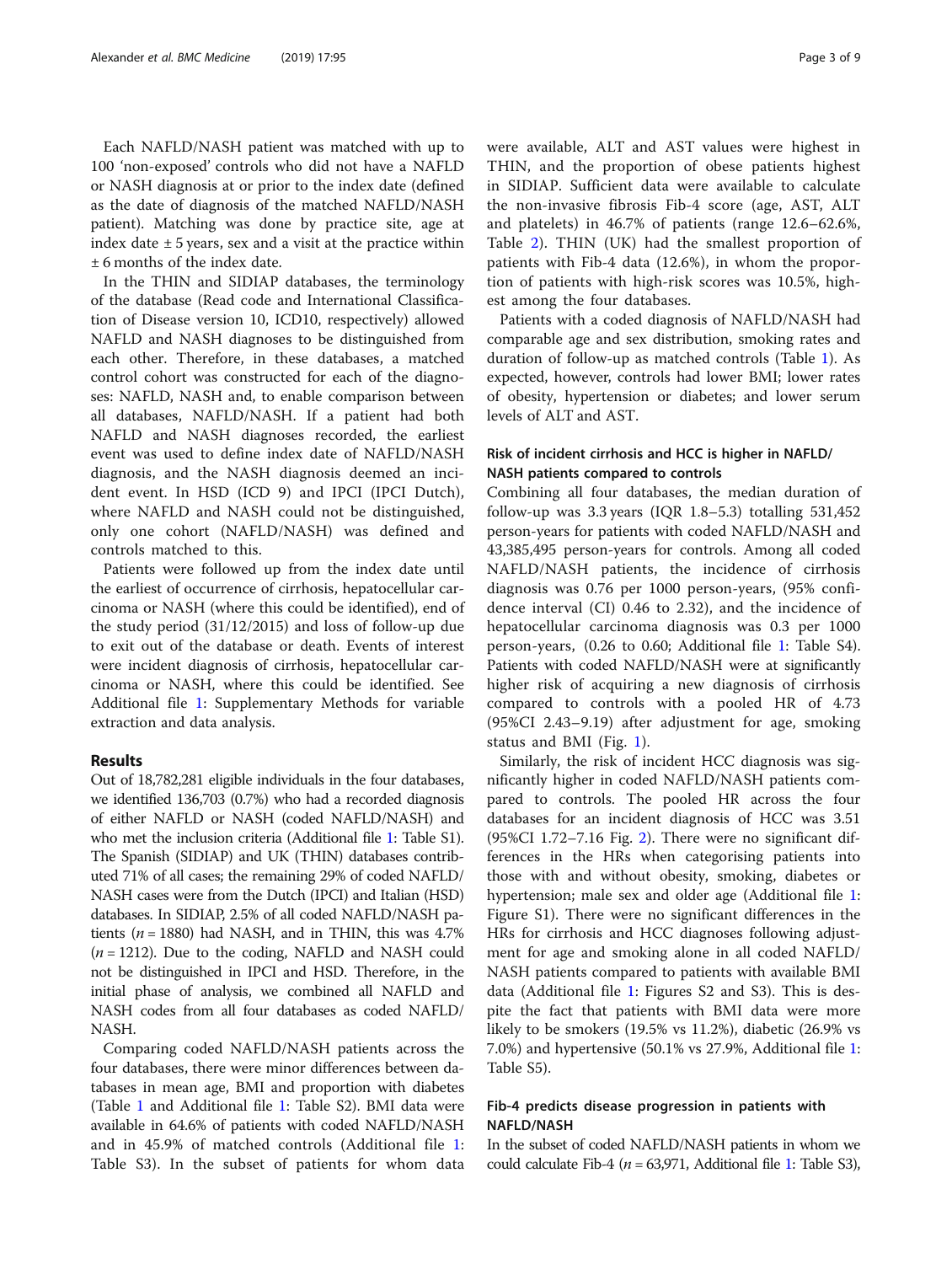Each NAFLD/NASH patient was matched with up to 100 'non-exposed' controls who did not have a NAFLD or NASH diagnosis at or prior to the index date (defined as the date of diagnosis of the matched NAFLD/NASH patient). Matching was done by practice site, age at index date ± 5 years, sex and a visit at the practice within ± 6 months of the index date.

In the THIN and SIDIAP databases, the terminology of the database (Read code and International Classification of Disease version 10, ICD10, respectively) allowed NAFLD and NASH diagnoses to be distinguished from each other. Therefore, in these databases, a matched control cohort was constructed for each of the diagnoses: NAFLD, NASH and, to enable comparison between all databases, NAFLD/NASH. If a patient had both NAFLD and NASH diagnoses recorded, the earliest event was used to define index date of NAFLD/NASH diagnosis, and the NASH diagnosis deemed an incident event. In HSD (ICD 9) and IPCI (IPCI Dutch), where NAFLD and NASH could not be distinguished, only one cohort (NAFLD/NASH) was defined and controls matched to this.

Patients were followed up from the index date until the earliest of occurrence of cirrhosis, hepatocellular carcinoma or NASH (where this could be identified), end of the study period (31/12/2015) and loss of follow-up due to exit out of the database or death. Events of interest were incident diagnosis of cirrhosis, hepatocellular carcinoma or NASH, where this could be identified. See Additional file 1: Supplementary Methods for variable extraction and data analysis.

## Results

Out of 18,782,281 eligible individuals in the four databases, we identified 136,703 (0.7%) who had a recorded diagnosis of either NAFLD or NASH (coded NAFLD/NASH) and who met the inclusion criteria (Additional file 1: Table S1). The Spanish (SIDIAP) and UK (THIN) databases contributed 71% of all cases; the remaining 29% of coded NAFLD/NASH cases were from the Dutch (IPCI) and Italian (HSD) databases. In SIDIAP, 2.5% of all coded NAFLD/NASH patients ($n = 1880$) had NASH, and in THIN, this was 4.7% ($n = 1212$). Due to the coding, NAFLD and NASH could not be distinguished in IPCI and HSD. Therefore, in the initial phase of analysis, we combined all NAFLD and NASH codes from all four databases as coded NAFLD/NASH.

Comparing coded NAFLD/NASH patients across the four databases, there were minor differences between databases in mean age, BMI and proportion with diabetes (Table 1 and Additional file 1: Table S2). BMI data were available in 64.6% of patients with coded NAFLD/NASH and in 45.9% of matched controls (Additional file 1: Table S3). In the subset of patients for whom data were available, ALT and AST values were highest in THIN, and the proportion of obese patients highest in SIDIAP. Sufficient data were available to calculate the non-invasive fibrosis Fib-4 score (age, AST, ALT and platelets) in 46.7% of patients (range 12.6–62.6%, Table 2). THIN (UK) had the smallest proportion of patients with Fib-4 data (12.6%), in whom the proportion of patients with high-risk scores was 10.5%, highest among the four databases.

Patients with a coded diagnosis of NAFLD/NASH had comparable age and sex distribution, smoking rates and duration of follow-up as matched controls (Table 1). As expected, however, controls had lower BMI; lower rates of obesity, hypertension or diabetes; and lower serum levels of ALT and AST.

### Risk of incident cirrhosis and HCC is higher in NAFLD/NASH patients compared to controls

Combining all four databases, the median duration of follow-up was 3.3 years (IQR 1.8–5.3) totalling 531,452 person-years for patients with coded NAFLD/NASH and 43,385,495 person-years for controls. Among all coded NAFLD/NASH patients, the incidence of cirrhosis diagnosis was 0.76 per 1000 person-years, (95% confidence interval (CI) 0.46 to 2.32), and the incidence of hepatocellular carcinoma diagnosis was 0.3 per 1000 person-years, (0.26 to 0.60; Additional file 1: Table S4). Patients with coded NAFLD/NASH were at significantly higher risk of acquiring a new diagnosis of cirrhosis compared to controls with a pooled HR of 4.73 (95%CI 2.43–9.19) after adjustment for age, smoking status and BMI (Fig. 1).

Similarly, the risk of incident HCC diagnosis was significantly higher in coded NAFLD/NASH patients compared to controls. The pooled HR across the four databases for an incident diagnosis of HCC was 3.51 (95%CI 1.72–7.16 Fig. 2). There were no significant differences in the HRs when categorising patients into those with and without obesity, smoking, diabetes or hypertension; male sex and older age (Additional file 1: Figure S1). There were no significant differences in the HRs for cirrhosis and HCC diagnoses following adjustment for age and smoking alone in all coded NAFLD/NASH patients compared to patients with available BMI data (Additional file 1: Figures S2 and S3). This is despite the fact that patients with BMI data were more likely to be smokers (19.5% vs 11.2%), diabetic (26.9% vs 7.0%) and hypertensive (50.1% vs 27.9%, Additional file 1: Table S5).

### Fib-4 predicts disease progression in patients with NAFLD/NASH

In the subset of coded NAFLD/NASH patients in whom we could calculate Fib-4 ($n = 63,971$, Additional file 1: Table S3),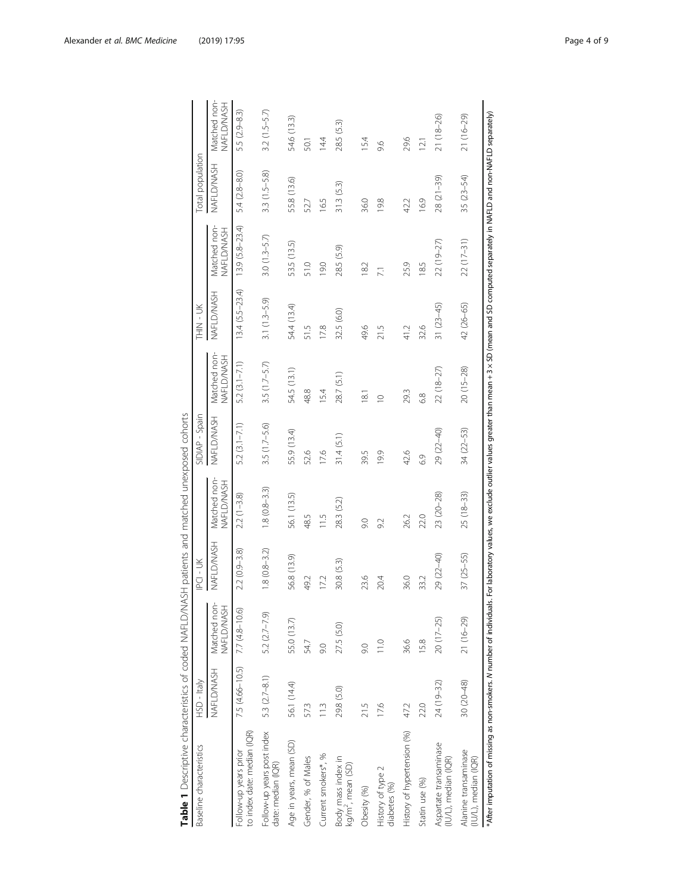**Table 1** Descriptive characteristics of coded NAFLD/NASH patients and matched unexposed cohorts

| Baseline characteristics | HSD - Italy | | IPCI - UK | | SIDIAP - Spain | | THIN - UK | | Total population | |
|---|---|---|---|---|---|---|---|---|---|---|
| | NAFLD/NASH | Matched non-NAFLD/NASH | NAFLD/NASH | Matched non-NAFLD/NASH | NAFLD/NASH | Matched non-NAFLD/NASH | NAFLD/NASH | Matched non-NAFLD/NASH | NAFLD/NASH | Matched non-NAFLD/NASH |
| Follow-up years prior to index date: median (IQR) | 7.5 (4.66–10.5) | 7.7 (4.8–10.6) | 2.2 (0.9–3.8) | 2.2 (1–3.8) | 5.2 (3.1–7.1) | 5.2 (3.1–7.1) | 13.4 (5.5–23.4) | 13.9 (5.8–23.4) | 5.4 (2.8–8.0) | 5.5 (2.9–8.3) |
| Follow-up years post index date: median (IQR) | 5.3 (2.7–8.1) | 5.2 (2.7–7.9) | 1.8 (0.8–3.2) | 1.8 (0.8–3.3) | 3.5 (1.7–5.6) | 3.5 (1.7–5.7) | 3.1 (1.3–5.9) | 3.0 (1.3–5.7) | 3.3 (1.5–5.8) | 3.2 (1.5–5.7) |
| Age in years, mean (SD) | 56.1 (14.4) | 55.0 (13.7) | 56.8 (13.9) | 56.1 (13.5) | 55.9 (13.4) | 54.5 (13.1) | 54.4 (13.4) | 53.5 (13.5) | 55.8 (13.6) | 54.6 (13.3) |
| Gender, % of Males | 57.3 | 54.7 | 49.2 | 48.5 | 52.6 | 48.8 | 51.5 | 51.0 | 52.7 | 50.1 |
| Current smokers*, % | 11.3 | 9.0 | 17.2 | 11.5 | 17.6 | 15.4 | 17.8 | 19.0 | 16.5 | 14.4 |
| Body mass index in kg/m$^2$, mean (SD) | 29.8 (5.0) | 27.5 (5.0) | 30.8 (5.3) | 28.3 (5.2) | 31.4 (5.1) | 28.7 (5.1) | 32.5 (6.0) | 28.5 (5.9) | 31.3 (5.3) | 28.5 (5.3) |
| Obesity (%) | 21.5 | 9.0 | 23.6 | 9.0 | 39.5 | 18.1 | 49.6 | 18.2 | 36.0 | 15.4 |
| History of type 2 diabetes (%) | 17.6 | 11.0 | 20.4 | 9.2 | 19.9 | 10 | 21.5 | 7.1 | 19.8 | 9.6 |
| History of hypertension (%) | 47.2 | 36.6 | 36.0 | 26.2 | 42.6 | 29.3 | 41.2 | 25.9 | 42.2 | 29.6 |
| Statin use (%) | 22.0 | 15.8 | 33.2 | 22.0 | 6.9 | 6.8 | 32.6 | 18.5 | 16.9 | 12.1 |
| Aspartate transaminase (IU/L), median (IQR) | 24 (19–32) | 20 (17–25) | 29 (22–40) | 23 (20–28) | 29 (22–40) | 22 (18–27) | 31 (23–45) | 22 (19–27) | 28 (21–39) | 21 (18–26) |
| Alanine transaminase (IU/L), median (IQR) | 30 (20–48) | 21 (16–29) | 37 (25–55) | 25 (18–33) | 34 (22–53) | 20 (15–28) | 42 (26–65) | 22 (17–31) | 35 (23–54) | 21 (16–29) |

*After imputation of missing as non-smokers. *N* number of individuals. For laboratory values, we exclude outlier values greater than mean + 3 × SD (mean and SD computed separately in NAFLD and non-NAFLD separately)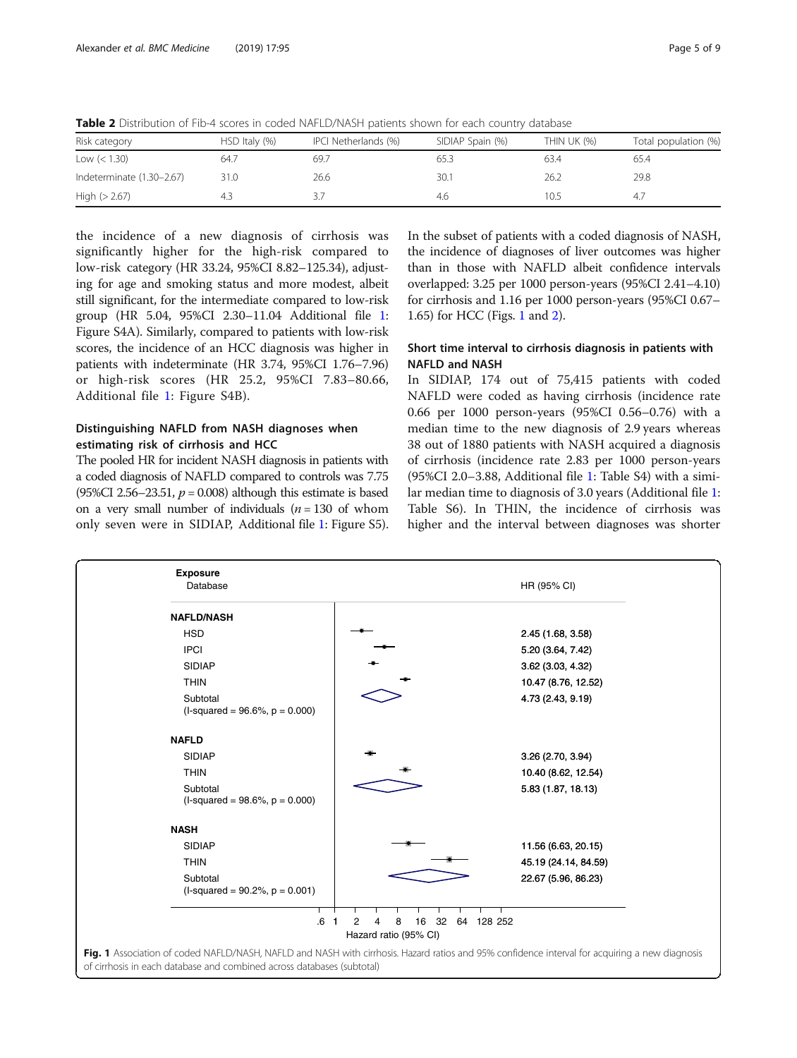**Table 2** Distribution of Fib-4 scores in coded NAFLD/NASH patients shown for each country database

| Risk category | HSD Italy (%) | IPCI Netherlands (%) | SIDIAP Spain (%) | THIN UK (%) | Total population (%) |
|---|---|---|---|---|---|
| Low (< 1.30) | 64.7 | 69.7 | 65.3 | 63.4 | 65.4 |
| Indeterminate (1.30–2.67) | 31.0 | 26.6 | 30.1 | 26.2 | 29.8 |
| High (> 2.67) | 4.3 | 3.7 | 4.6 | 10.5 | 4.7 |

the incidence of a new diagnosis of cirrhosis was significantly higher for the high-risk compared to low-risk category (HR 33.24, 95%CI 8.82–125.34), adjusting for age and smoking status and more modest, albeit still significant, for the intermediate compared to low-risk group (HR 5.04, 95%CI 2.30–11.04 Additional file 1: Figure S4A). Similarly, compared to patients with low-risk scores, the incidence of an HCC diagnosis was higher in patients with indeterminate (HR 3.74, 95%CI 1.76–7.96) or high-risk scores (HR 25.2, 95%CI 7.83–80.66, Additional file 1: Figure S4B).

### Distinguishing NAFLD from NASH diagnoses when estimating risk of cirrhosis and HCC

The pooled HR for incident NASH diagnosis in patients with a coded diagnosis of NAFLD compared to controls was 7.75 (95%CI 2.56–23.51, $p = 0.008$) although this estimate is based on a very small number of individuals ($n = 130$ of whom only seven were in SIDIAP, Additional file 1: Figure S5). In the subset of patients with a coded diagnosis of NASH, the incidence of diagnoses of liver outcomes was higher than in those with NAFLD albeit confidence intervals overlapped: 3.25 per 1000 person-years (95%CI 2.41–4.10) for cirrhosis and 1.16 per 1000 person-years (95%CI 0.67–1.65) for HCC (Figs. 1 and 2).

### Short time interval to cirrhosis diagnosis in patients with NAFLD and NASH

In SIDIAP, 174 out of 75,415 patients with coded NAFLD were coded as having cirrhosis (incidence rate 0.66 per 1000 person-years (95%CI 0.56–0.76) with a median time to the new diagnosis of 2.9 years whereas 38 out of 1880 patients with NASH acquired a diagnosis of cirrhosis (incidence rate 2.83 per 1000 person-years (95%CI 2.0–3.88, Additional file 1: Table S4) with a similar median time to diagnosis of 3.0 years (Additional file 1: Table S6). In THIN, the incidence of cirrhosis was higher and the interval between diagnoses was shorter

| Exposure / Database | HR (95% CI) |
|---|---|
| **NAFLD/NASH** | |
| HSD | 2.45 (1.68, 3.58) |
| IPCI | 5.20 (3.64, 7.42) |
| SIDIAP | 3.62 (3.03, 4.32) |
| THIN | 10.47 (8.76, 12.52) |
| Subtotal (I-squared = 96.6%, p = 0.000) | 4.73 (2.43, 9.19) |
| **NAFLD** | |
| SIDIAP | 3.26 (2.70, 3.94) |
| THIN | 10.40 (8.62, 12.54) |
| Subtotal (I-squared = 98.6%, p = 0.000) | 5.83 (1.87, 18.13) |
| **NASH** | |
| SIDIAP | 11.56 (6.63, 20.15) |
| THIN | 45.19 (24.14, 84.59) |
| Subtotal (I-squared = 90.2%, p = 0.001) | 22.67 (5.96, 86.23) |

**Fig. 1** Association of coded NAFLD/NASH, NAFLD and NASH with cirrhosis. Hazard ratios and 95% confidence interval for acquiring a new diagnosis of cirrhosis in each database and combined across databases (subtotal)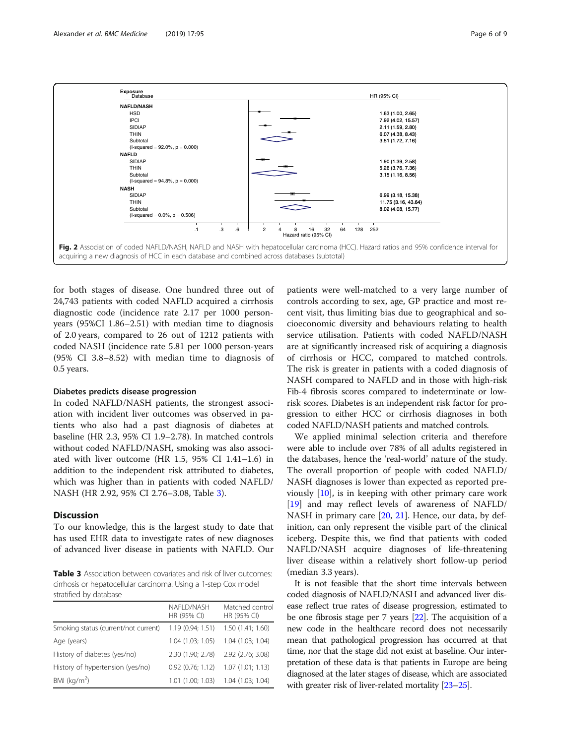| Exposure / Database | HR (95% CI) |
|---|---|
| **NAFLD/NASH** | |
| HSD | 1.63 (1.00, 2.65) |
| IPCI | 7.92 (4.02, 15.57) |
| SIDIAP | 2.11 (1.59, 2.80) |
| THIN | 6.07 (4.38, 8.43) |
| Subtotal (I-squared = 92.0%, p = 0.000) | 3.51 (1.72, 7.16) |
| **NAFLD** | |
| SIDIAP | 1.90 (1.39, 2.58) |
| THIN | 5.26 (3.76, 7.36) |
| Subtotal (I-squared = 94.8%, p = 0.000) | 3.15 (1.16, 8.56) |
| **NASH** | |
| SIDIAP | 6.99 (3.18, 15.38) |
| THIN | 11.75 (3.16, 43.64) |
| Subtotal (I-squared = 0.0%, p = 0.506) | 8.02 (4.08, 15.77) |

**Fig. 2** Association of coded NAFLD/NASH, NAFLD and NASH with hepatocellular carcinoma (HCC). Hazard ratios and 95% confidence interval for acquiring a new diagnosis of HCC in each database and combined across databases (subtotal)

for both stages of disease. One hundred three out of 24,743 patients with coded NAFLD acquired a cirrhosis diagnostic code (incidence rate 2.17 per 1000 person-years (95%CI 1.86–2.51) with median time to diagnosis of 2.0 years, compared to 26 out of 1212 patients with coded NASH (incidence rate 5.81 per 1000 person-years (95% CI 3.8–8.52) with median time to diagnosis of 0.5 years.

### Diabetes predicts disease progression

In coded NAFLD/NASH patients, the strongest association with incident liver outcomes was observed in patients who also had a past diagnosis of diabetes at baseline (HR 2.3, 95% CI 1.9–2.78). In matched controls without coded NAFLD/NASH, smoking was also associated with liver outcome (HR 1.5, 95% CI 1.41–1.6) in addition to the independent risk attributed to diabetes, which was higher than in patients with coded NAFLD/NASH (HR 2.92, 95% CI 2.76–3.08, Table 3).

## Discussion

To our knowledge, this is the largest study to date that has used EHR data to investigate rates of new diagnoses of advanced liver disease in patients with NAFLD. Our patients were well-matched to a very large number of controls according to sex, age, GP practice and most recent visit, thus limiting bias due to geographical and socioeconomic diversity and behaviours relating to health service utilisation. Patients with coded NAFLD/NASH are at significantly increased risk of acquiring a diagnosis of cirrhosis or HCC, compared to matched controls. The risk is greater in patients with a coded diagnosis of NASH compared to NAFLD and in those with high-risk Fib-4 fibrosis scores compared to indeterminate or low-risk scores. Diabetes is an independent risk factor for progression to either HCC or cirrhosis diagnoses in both coded NAFLD/NASH patients and matched controls.

We applied minimal selection criteria and therefore were able to include over 78% of all adults registered in the databases, hence the 'real-world' nature of the study. The overall proportion of people with coded NAFLD/NASH diagnoses is lower than expected as reported previously [10], is in keeping with other primary care work [19] and may reflect levels of awareness of NAFLD/NASH in primary care [20, 21]. Hence, our data, by definition, can only represent the visible part of the clinical iceberg. Despite this, we find that patients with coded NAFLD/NASH acquire diagnoses of life-threatening liver disease within a relatively short follow-up period (median 3.3 years).

It is not feasible that the short time intervals between coded diagnosis of NAFLD/NASH and advanced liver disease reflect true rates of disease progression, estimated to be one fibrosis stage per 7 years [22]. The acquisition of a new code in the healthcare record does not necessarily mean that pathological progression has occurred at that time, nor that the stage did not exist at baseline. Our interpretation of these data is that patients in Europe are being diagnosed at the later stages of disease, which are associated with greater risk of liver-related mortality [23–25].

**Table 3** Association between covariates and risk of liver outcomes: cirrhosis or hepatocellular carcinoma. Using a 1-step Cox model stratified by database

| | NAFLD/NASH HR (95% CI) | Matched control HR (95% CI) |
|---|---|---|
| Smoking status (current/not current) | 1.19 (0.94; 1.51) | 1.50 (1.41; 1.60) |
| Age (years) | 1.04 (1.03; 1.05) | 1.04 (1.03; 1.04) |
| History of diabetes (yes/no) | 2.30 (1.90; 2.78) | 2.92 (2.76; 3.08) |
| History of hypertension (yes/no) | 0.92 (0.76; 1.12) | 1.07 (1.01; 1.13) |
| BMI (kg/m$^2$) | 1.01 (1.00; 1.03) | 1.04 (1.03; 1.04) |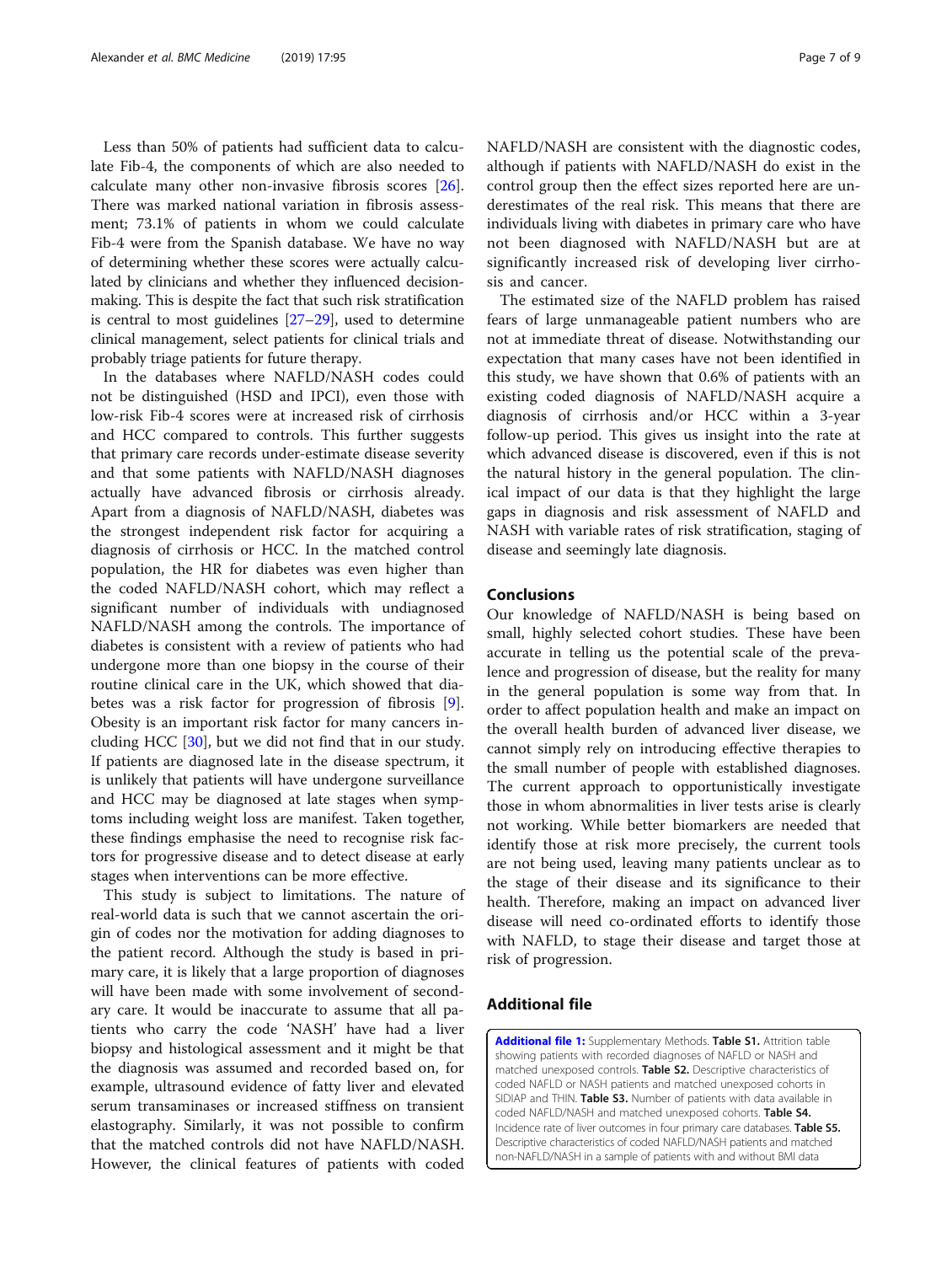Less than 50% of patients had sufficient data to calculate Fib-4, the components of which are also needed to calculate many other non-invasive fibrosis scores [26]. There was marked national variation in fibrosis assessment; 73.1% of patients in whom we could calculate Fib-4 were from the Spanish database. We have no way of determining whether these scores were actually calculated by clinicians and whether they influenced decision-making. This is despite the fact that such risk stratification is central to most guidelines [27–29], used to determine clinical management, select patients for clinical trials and probably triage patients for future therapy.

In the databases where NAFLD/NASH codes could not be distinguished (HSD and IPCI), even those with low-risk Fib-4 scores were at increased risk of cirrhosis and HCC compared to controls. This further suggests that primary care records under-estimate disease severity and that some patients with NAFLD/NASH diagnoses actually have advanced fibrosis or cirrhosis already. Apart from a diagnosis of NAFLD/NASH, diabetes was the strongest independent risk factor for acquiring a diagnosis of cirrhosis or HCC. In the matched control population, the HR for diabetes was even higher than the coded NAFLD/NASH cohort, which may reflect a significant number of individuals with undiagnosed NAFLD/NASH among the controls. The importance of diabetes is consistent with a review of patients who had undergone more than one biopsy in the course of their routine clinical care in the UK, which showed that diabetes was a risk factor for progression of fibrosis [9]. Obesity is an important risk factor for many cancers including HCC [30], but we did not find that in our study. If patients are diagnosed late in the disease spectrum, it is unlikely that patients will have undergone surveillance and HCC may be diagnosed at late stages when symptoms including weight loss are manifest. Taken together, these findings emphasise the need to recognise risk factors for progressive disease and to detect disease at early stages when interventions can be more effective.

This study is subject to limitations. The nature of real-world data is such that we cannot ascertain the origin of codes nor the motivation for adding diagnoses to the patient record. Although the study is based in primary care, it is likely that a large proportion of diagnoses will have been made with some involvement of secondary care. It would be inaccurate to assume that all patients who carry the code 'NASH' have had a liver biopsy and histological assessment and it might be that the diagnosis was assumed and recorded based on, for example, ultrasound evidence of fatty liver and elevated serum transaminases or increased stiffness on transient elastography. Similarly, it was not possible to confirm that the matched controls did not have NAFLD/NASH. However, the clinical features of patients with coded NAFLD/NASH are consistent with the diagnostic codes, although if patients with NAFLD/NASH do exist in the control group then the effect sizes reported here are underestimates of the real risk. This means that there are individuals living with diabetes in primary care who have not been diagnosed with NAFLD/NASH but are at significantly increased risk of developing liver cirrhosis and cancer.

The estimated size of the NAFLD problem has raised fears of large unmanageable patient numbers who are not at immediate threat of disease. Notwithstanding our expectation that many cases have not been identified in this study, we have shown that 0.6% of patients with an existing coded diagnosis of NAFLD/NASH acquire a diagnosis of cirrhosis and/or HCC within a 3-year follow-up period. This gives us insight into the rate at which advanced disease is discovered, even if this is not the natural history in the general population. The clinical impact of our data is that they highlight the large gaps in diagnosis and risk assessment of NAFLD and NASH with variable rates of risk stratification, staging of disease and seemingly late diagnosis.

## Conclusions

Our knowledge of NAFLD/NASH is being based on small, highly selected cohort studies. These have been accurate in telling us the potential scale of the prevalence and progression of disease, but the reality for many in the general population is some way from that. In order to affect population health and make an impact on the overall health burden of advanced liver disease, we cannot simply rely on introducing effective therapies to the small number of people with established diagnoses. The current approach to opportunistically investigate those in whom abnormalities in liver tests arise is clearly not working. While better biomarkers are needed that identify those at risk more precisely, the current tools are not being used, leaving many patients unclear as to the stage of their disease and its significance to their health. Therefore, making an impact on advanced liver disease will need co-ordinated efforts to identify those with NAFLD, to stage their disease and target those at risk of progression.

## Additional file

**Additional file 1:** Supplementary Methods. **Table S1.** Attrition table showing patients with recorded diagnoses of NAFLD or NASH and matched unexposed controls. **Table S2.** Descriptive characteristics of coded NAFLD or NASH patients and matched unexposed cohorts in SIDIAP and THIN. **Table S3.** Number of patients with data available in coded NAFLD/NASH and matched unexposed cohorts. **Table S4.** Incidence rate of liver outcomes in four primary care databases. **Table S5.** Descriptive characteristics of coded NAFLD/NASH patients and matched non-NAFLD/NASH in a sample of patients with and without BMI data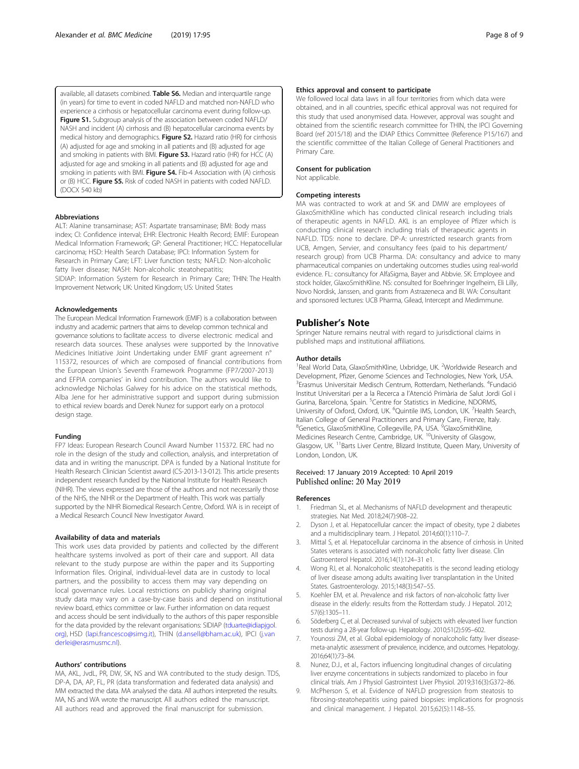available, all datasets combined. **Table S6.** Median and interquartile range (in years) for time to event in coded NAFLD and matched non-NAFLD who experience a cirrhosis or hepatocellular carcinoma event during follow-up. **Figure S1.** Subgroup analysis of the association between coded NAFLD/NASH and incident (A) cirrhosis and (B) hepatocellular carcinoma events by medical history and demographics. **Figure S2.** Hazard ratio (HR) for cirrhosis (A) adjusted for age and smoking in all patients and (B) adjusted for age and smoking in patients with BMI. **Figure S3.** Hazard ratio (HR) for HCC (A) adjusted for age and smoking in all patients and (B) adjusted for age and smoking in patients with BMI. **Figure S4.** Fib-4 Association with (A) cirrhosis or (B) HCC. **Figure S5.** Risk of coded NASH in patients with coded NAFLD. (DOCX 540 kb)

### Abbreviations

ALT: Alanine transaminase; AST: Aspartate transaminase; BMI: Body mass index; CI: Confidence interval; EHR: Electronic Health Record; EMIF: European Medical Information Framework; GP: General Practitioner; HCC: Hepatocellular carcinoma; HSD: Health Search Database; IPCI: Information System for Research in Primary Care; LFT: Liver function tests; NAFLD: Non-alcoholic fatty liver disease; NASH: Non-alcoholic steatohepatitis; SIDIAP: Information System for Research in Primary Care; THIN: The Health Improvement Network; UK: United Kingdom; US: United States

### Acknowledgements

The European Medical Information Framework (EMIF) is a collaboration between industry and academic partners that aims to develop common technical and governance solutions to facilitate access to diverse electronic medical and research data sources. These analyses were supported by the Innovative Medicines Initiative Joint Undertaking under EMIF grant agreement n° 115372, resources of which are composed of financial contributions from the European Union's Seventh Framework Programme (FP7/2007-2013) and EFPIA companies' in kind contribution. The authors would like to acknowledge Nicholas Galwey for his advice on the statistical methods, Alba Jene for her administrative support and support during submission to ethical review boards and Derek Nunez for support early on a protocol design stage.

### Funding

FP7 Ideas: European Research Council Award Number 115372. ERC had no role in the design of the study and collection, analysis, and interpretation of data and in writing the manuscript. DPA is funded by a National Institute for Health Research Clinician Scientist award (CS-2013-13-012). This article presents independent research funded by the National Institute for Health Research (NIHR). The views expressed are those of the authors and not necessarily those of the NHS, the NIHR or the Department of Health. This work was partially supported by the NIHR Biomedical Research Centre, Oxford. WA is in receipt of a Medical Research Council New Investigator Award.

### Availability of data and materials

This work uses data provided by patients and collected by the different healthcare systems involved as port of their care and support. All data relevant to the study purpose are within the paper and its Supporting Information files. Original, individual-level data are in custody to local partners, and the possibility to access them may vary depending on local governance rules. Local restrictions on publicly sharing original study data may vary on a case-by-case basis and depend on institutional review board, ethics committee or law. Further information on data request and access should be sent individually to the authors of this paper responsible for the data provided by the relevant organisations: SIDIAP (tduarte@idiapjgol.org), HSD (lapi.francesco@simg.it), THIN (d.ansell@bham.ac.uk), IPCI (j.vanderlei@erasmusmc.nl).

### Authors' contributions

MA, AKL, JvdL, PR, DW, SK, NS and WA contributed to the study design. TDS, DP-A, DA, AP, FL, PR (data transformation and federated data analysis) and MM extracted the data. MA analysed the data. All authors interpreted the results. MA, NS and WA wrote the manuscript. All authors edited the manuscript. All authors read and approved the final manuscript for submission.

### Ethics approval and consent to participate

We followed local data laws in all four territories from which data were obtained, and in all countries, specific ethical approval was not required for this study that used anonymised data. However, approval was sought and obtained from the scientific research committee for THIN, the IPCI Governing Board (ref 2015/18) and the IDIAP Ethics Committee (Reference P15/167) and the scientific committee of the Italian College of General Practitioners and Primary Care.

### Consent for publication

Not applicable.

### Competing interests

MA was contracted to work at and SK and DMW are employees of GlaxoSmithKline which has conducted clinical research including trials of therapeutic agents in NAFLD. AKL is an employee of Pfizer which is conducting clinical research including trials of therapeutic agents in NAFLD. TDS: none to declare. DP-A: unrestricted research grants from UCB, Amgen, Servier, and consultancy fees (paid to his department/research group) from UCB Pharma. DA: consultancy and advice to many pharmaceutical companies on undertaking outcomes studies using real-world evidence. FL: consultancy for AlfaSigma, Bayer and Abbvie. SK: Employee and stock holder, GlaxoSmithKline. NS: consulted for Boehringer Ingelheim, Eli Lilly, Novo Nordisk, Janssen, and grants from Astrazeneca and BI. WA: Consultant and sponsored lectures: UCB Pharma, Gilead, Intercept and Medimmune.

## Publisher's Note

Springer Nature remains neutral with regard to jurisdictional claims in published maps and institutional affiliations.

### Author details

[1]Real World Data, GlaxoSmithKline, Uxbridge, UK. [2]Worldwide Research and Development, Pfizer, Genome Sciences and Technologies, New York, USA. [3]Erasmus Universitair Medisch Centrum, Rotterdam, Netherlands. [4]Fundació Institut Universitari per a la Recerca a l'Atenció Primària de Salut Jordi Gol i Gurina, Barcelona, Spain. [5]Centre for Statistics in Medicine, NDORMS, University of Oxford, Oxford, UK. [6]Quintile IMS, London, UK. [7]Health Search, Italian College of General Practitioners and Primary Care, Firenze, Italy. [8]Genetics, GlaxoSmithKline, Collegeville, PA, USA. [9]GlaxoSmithKline, Medicines Research Centre, Cambridge, UK. [10]University of Glasgow, Glasgow, UK. [11]Barts Liver Centre, Blizard Institute, Queen Mary, University of London, London, UK.

Received: 17 January 2019 Accepted: 10 April 2019
Published online: 20 May 2019

### References

1. Friedman SL, et al. Mechanisms of NAFLD development and therapeutic strategies. Nat Med. 2018;24(7):908–22.
2. Dyson J, et al. Hepatocellular cancer: the impact of obesity, type 2 diabetes and a multidisciplinary team. J Hepatol. 2014;60(1):110–7.
3. Mittal S, et al. Hepatocellular carcinoma in the absence of cirrhosis in United States veterans is associated with nonalcoholic fatty liver disease. Clin Gastroenterol Hepatol. 2016;14(1):124–31 e1.
4. Wong RJ, et al. Nonalcoholic steatohepatitis is the second leading etiology of liver disease among adults awaiting liver transplantation in the United States. Gastroenterology. 2015;148(3):547–55.
5. Koehler EM, et al. Prevalence and risk factors of non-alcoholic fatty liver disease in the elderly: results from the Rotterdam study. J Hepatol. 2012; 57(6):1305–11.
6. Söderberg C, et al. Decreased survival of subjects with elevated liver function tests during a 28-year follow-up. Hepatology. 2010;51(2):595–602.
7. Younossi ZM, et al. Global epidemiology of nonalcoholic fatty liver disease-meta-analytic assessment of prevalence, incidence, and outcomes. Hepatology. 2016;64(1):73–84.
8. Nunez, D.J., et al., Factors influencing longitudinal changes of circulating liver enzyme concentrations in subjects randomized to placebo in four clinical trials. Am J Physiol Gastrointest Liver Physiol. 2019;316(3):G372–86.
9. McPherson S, et al. Evidence of NAFLD progression from steatosis to fibrosing-steatohepatitis using paired biopsies: implications for prognosis and clinical management. J Hepatol. 2015;62(5):1148–55.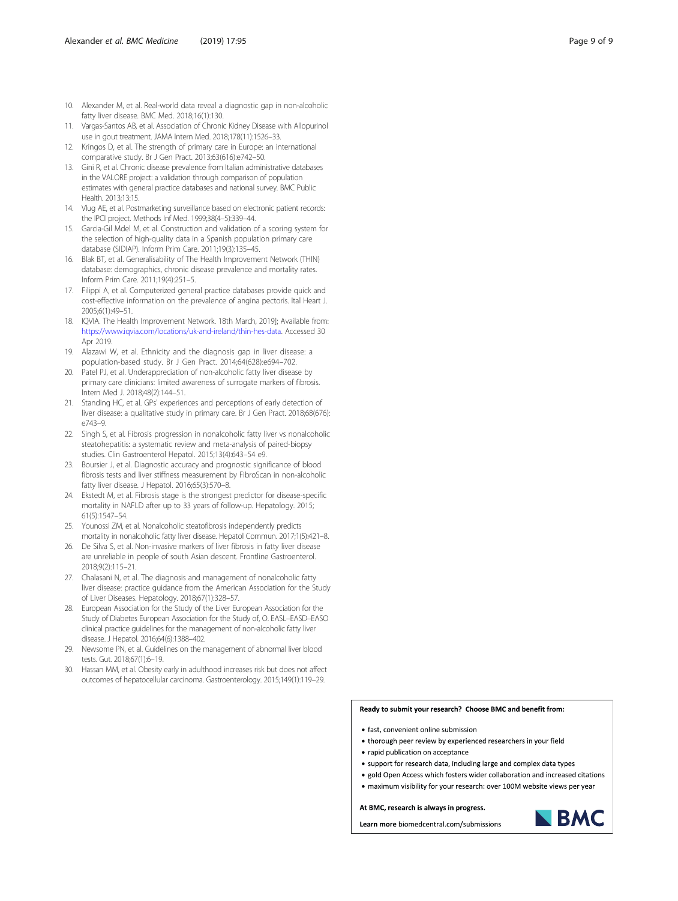10. Alexander M, et al. Real-world data reveal a diagnostic gap in non-alcoholic fatty liver disease. BMC Med. 2018;16(1):130.
11. Vargas-Santos AB, et al. Association of Chronic Kidney Disease with Allopurinol use in gout treatment. JAMA Intern Med. 2018;178(11):1526–33.
12. Kringos D, et al. The strength of primary care in Europe: an international comparative study. Br J Gen Pract. 2013;63(616):e742–50.
13. Gini R, et al. Chronic disease prevalence from Italian administrative databases in the VALORE project: a validation through comparison of population estimates with general practice databases and national survey. BMC Public Health. 2013;13:15.
14. Vlug AE, et al. Postmarketing surveillance based on electronic patient records: the IPCI project. Methods Inf Med. 1999;38(4–5):339–44.
15. Garcia-Gil Mdel M, et al. Construction and validation of a scoring system for the selection of high-quality data in a Spanish population primary care database (SIDIAP). Inform Prim Care. 2011;19(3):135–45.
16. Blak BT, et al. Generalisability of The Health Improvement Network (THIN) database: demographics, chronic disease prevalence and mortality rates. Inform Prim Care. 2011;19(4):251–5.
17. Filippi A, et al. Computerized general practice databases provide quick and cost-effective information on the prevalence of angina pectoris. Ital Heart J. 2005;6(1):49–51.
18. IQVIA. The Health Improvement Network. 18th March, 2019]; Available from: https://www.iqvia.com/locations/uk-and-ireland/thin-hes-data. Accessed 30 Apr 2019.
19. Alazawi W, et al. Ethnicity and the diagnosis gap in liver disease: a population-based study. Br J Gen Pract. 2014;64(628):e694–702.
20. Patel PJ, et al. Underappreciation of non-alcoholic fatty liver disease by primary care clinicians: limited awareness of surrogate markers of fibrosis. Intern Med J. 2018;48(2):144–51.
21. Standing HC, et al. GPs' experiences and perceptions of early detection of liver disease: a qualitative study in primary care. Br J Gen Pract. 2018;68(676): e743–9.
22. Singh S, et al. Fibrosis progression in nonalcoholic fatty liver vs nonalcoholic steatohepatitis: a systematic review and meta-analysis of paired-biopsy studies. Clin Gastroenterol Hepatol. 2015;13(4):643–54 e9.
23. Boursier J, et al. Diagnostic accuracy and prognostic significance of blood fibrosis tests and liver stiffness measurement by FibroScan in non-alcoholic fatty liver disease. J Hepatol. 2016;65(3):570–8.
24. Ekstedt M, et al. Fibrosis stage is the strongest predictor for disease-specific mortality in NAFLD after up to 33 years of follow-up. Hepatology. 2015; 61(5):1547–54.
25. Younossi ZM, et al. Nonalcoholic steatofibrosis independently predicts mortality in nonalcoholic fatty liver disease. Hepatol Commun. 2017;1(5):421–8.
26. De Silva S, et al. Non-invasive markers of liver fibrosis in fatty liver disease are unreliable in people of south Asian descent. Frontline Gastroenterol. 2018;9(2):115–21.
27. Chalasani N, et al. The diagnosis and management of nonalcoholic fatty liver disease: practice guidance from the American Association for the Study of Liver Diseases. Hepatology. 2018;67(1):328–57.
28. European Association for the Study of the Liver European Association for the Study of Diabetes European Association for the Study of, O. EASL–EASD–EASO clinical practice guidelines for the management of non-alcoholic fatty liver disease. J Hepatol. 2016;64(6):1388–402.
29. Newsome PN, et al. Guidelines on the management of abnormal liver blood tests. Gut. 2018;67(1):6–19.
30. Hassan MM, et al. Obesity early in adulthood increases risk but does not affect outcomes of hepatocellular carcinoma. Gastroenterology. 2015;149(1):119–29.

**Ready to submit your research? Choose BMC and benefit from:**

- fast, convenient online submission
- thorough peer review by experienced researchers in your field
- rapid publication on acceptance
- support for research data, including large and complex data types
- gold Open Access which fosters wider collaboration and increased citations
- maximum visibility for your research: over 100M website views per year

**At BMC, research is always in progress.**

**Learn more** biomedcentral.com/submissions

BMC